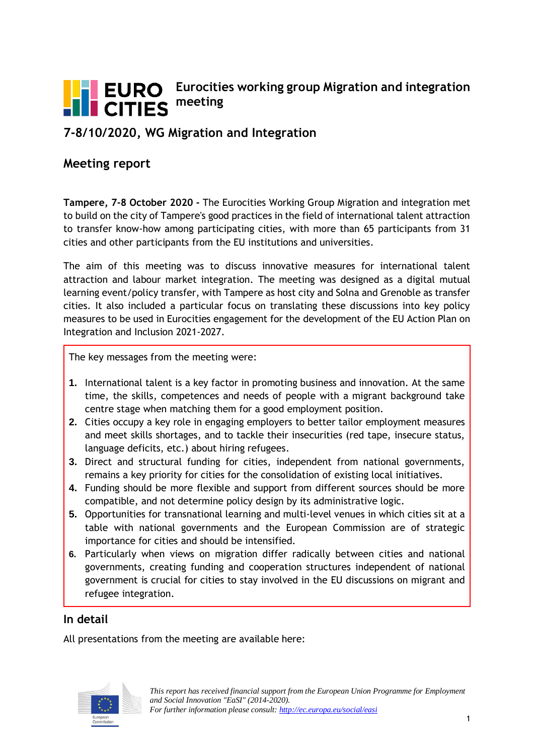# Eurocities working group Migration and integration meeting

## 7-8/10/2020, WG Migration and Integration

## Meeting report

**Tampere, 7-8 October 2020 -** The Eurocities Working Group Migration and integration met to build on the city of Tampere's good practices in the field of international talent attraction to transfer know-how among participating cities, with more than 65 participants from 31 cities and other participants from the EU institutions and universities.

The aim of this meeting was to discuss innovative measures for international talent attraction and labour market integration. The meeting was designed as a digital mutual learning event/policy transfer, with Tampere as host city and Solna and Grenoble as transfer cities. It also included a particular focus on translating these discussions into key policy measures to be used in Eurocities engagement for the development of the EU Action Plan on Integration and Inclusion 2021-2027.

The key messages from the meeting were:

1. International talent is a key factor in promoting business and innovation. At the same time, the skills, competences and needs of people with a migrant background take centre stage when matching them for a good employment position.
2. Cities occupy a key role in engaging employers to better tailor employment measures and meet skills shortages, and to tackle their insecurities (red tape, insecure status, language deficits, etc.) about hiring refugees.
3. Direct and structural funding for cities, independent from national governments, remains a key priority for cities for the consolidation of existing local initiatives.
4. Funding should be more flexible and support from different sources should be more compatible, and not determine policy design by its administrative logic.
5. Opportunities for transnational learning and multi-level venues in which cities sit at a table with national governments and the European Commission are of strategic importance for cities and should be intensified.
6. Particularly when views on migration differ radically between cities and national governments, creating funding and cooperation structures independent of national government is crucial for cities to stay involved in the EU discussions on migrant and refugee integration.

## In detail

All presentations from the meeting are available here:

*This report has received financial support from the European Union Programme for Employment and Social Innovation "EaSI" (2014-2020).*
*For further information please consult: http://ec.europa.eu/social/easi*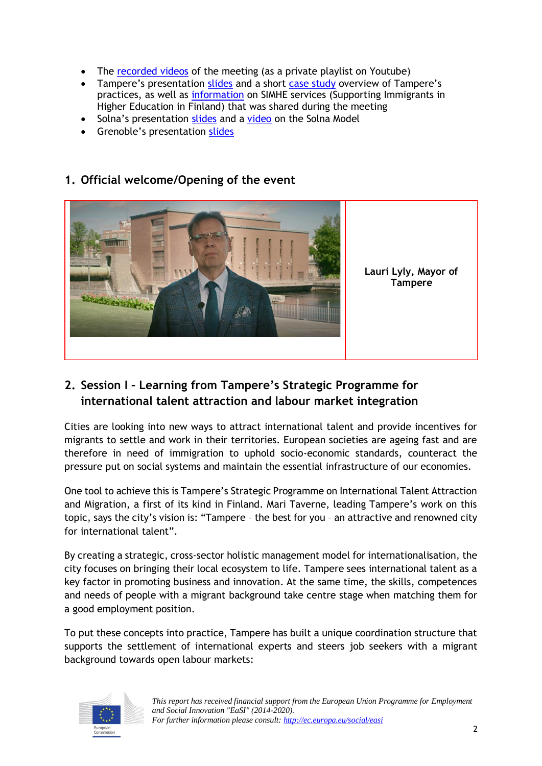- The recorded videos of the meeting (as a private playlist on Youtube)
- Tampere's presentation slides and a short case study overview of Tampere's practices, as well as information on SIMHE services (Supporting Immigrants in Higher Education in Finland) that was shared during the meeting
- Solna's presentation slides and a video on the Solna Model
- Grenoble's presentation slides

## 1. Official welcome/Opening of the event

**Lauri Lyly, Mayor of Tampere**

## 2. Session I – Learning from Tampere's Strategic Programme for international talent attraction and labour market integration

Cities are looking into new ways to attract international talent and provide incentives for migrants to settle and work in their territories. European societies are ageing fast and are therefore in need of immigration to uphold socio-economic standards, counteract the pressure put on social systems and maintain the essential infrastructure of our economies.

One tool to achieve this is Tampere's Strategic Programme on International Talent Attraction and Migration, a first of its kind in Finland. Mari Taverne, leading Tampere's work on this topic, says the city's vision is: "Tampere – the best for you – an attractive and renowned city for international talent".

By creating a strategic, cross-sector holistic management model for internationalisation, the city focuses on bringing their local ecosystem to life. Tampere sees international talent as a key factor in promoting business and innovation. At the same time, the skills, competences and needs of people with a migrant background take centre stage when matching them for a good employment position.

To put these concepts into practice, Tampere has built a unique coordination structure that supports the settlement of international experts and steers job seekers with a migrant background towards open labour markets:

*This report has received financial support from the European Union Programme for Employment and Social Innovation "EaSI" (2014-2020).*
*For further information please consult: http://ec.europa.eu/social/easi*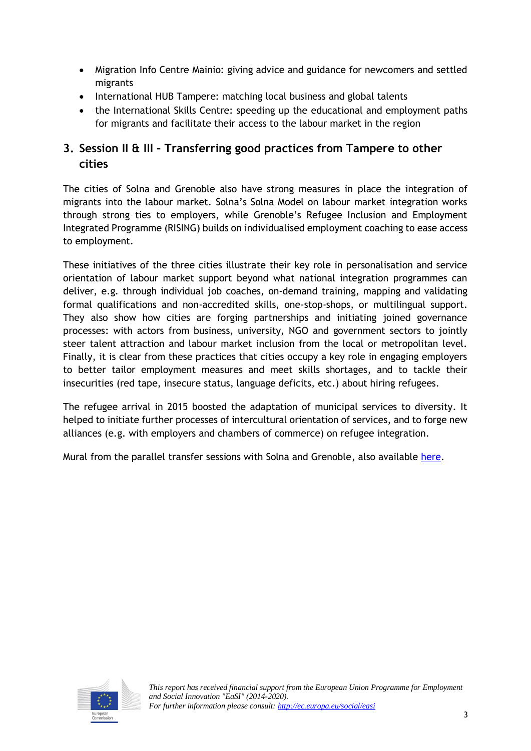- Migration Info Centre Mainio: giving advice and guidance for newcomers and settled migrants
- International HUB Tampere: matching local business and global talents
- the International Skills Centre: speeding up the educational and employment paths for migrants and facilitate their access to the labour market in the region

## 3. Session II & III – Transferring good practices from Tampere to other cities

The cities of Solna and Grenoble also have strong measures in place the integration of migrants into the labour market. Solna's Solna Model on labour market integration works through strong ties to employers, while Grenoble's Refugee Inclusion and Employment Integrated Programme (RISING) builds on individualised employment coaching to ease access to employment.

These initiatives of the three cities illustrate their key role in personalisation and service orientation of labour market support beyond what national integration programmes can deliver, e.g. through individual job coaches, on-demand training, mapping and validating formal qualifications and non-accredited skills, one-stop-shops, or multilingual support. They also show how cities are forging partnerships and initiating joined governance processes: with actors from business, university, NGO and government sectors to jointly steer talent attraction and labour market inclusion from the local or metropolitan level. Finally, it is clear from these practices that cities occupy a key role in engaging employers to better tailor employment measures and meet skills shortages, and to tackle their insecurities (red tape, insecure status, language deficits, etc.) about hiring refugees.

The refugee arrival in 2015 boosted the adaptation of municipal services to diversity. It helped to initiate further processes of intercultural orientation of services, and to forge new alliances (e.g. with employers and chambers of commerce) on refugee integration.

Mural from the parallel transfer sessions with Solna and Grenoble, also available here.

*This report has received financial support from the European Union Programme for Employment and Social Innovation "EaSI" (2014-2020).*
*For further information please consult: http://ec.europa.eu/social/easi*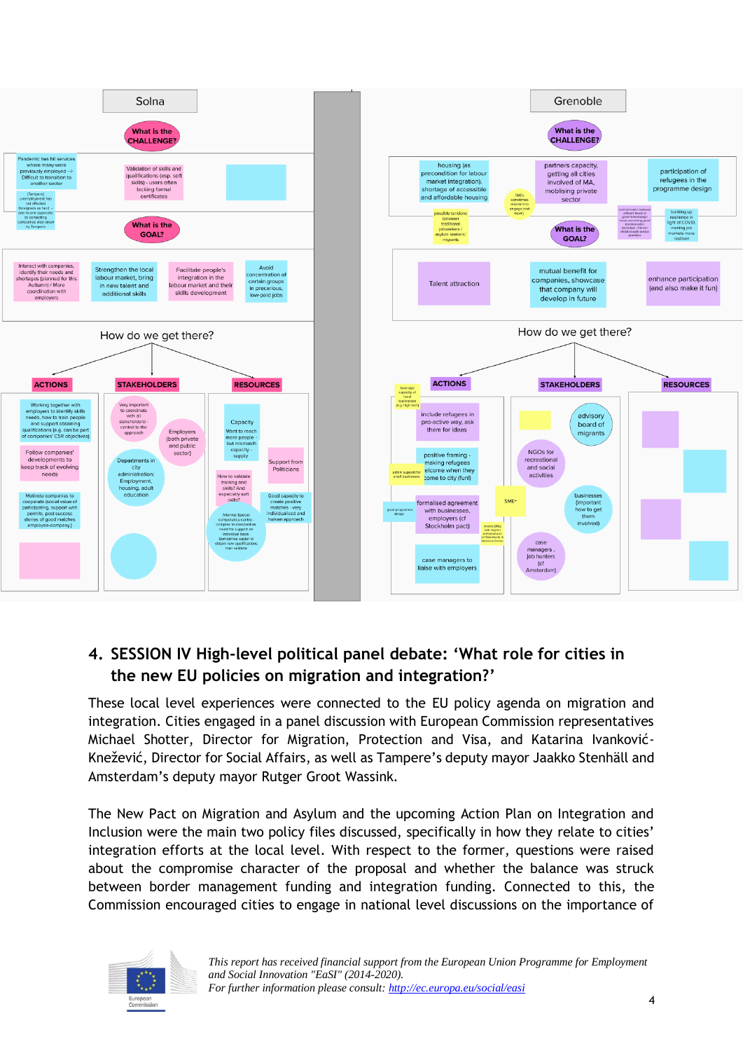| Solna | |
|---|---|
| **What is the CHALLENGE?** | Pandemic has hit services where many were previously employed --> Difficult to transition to another sector; (Tampere) unemployment for not effected foreigners as hard - one to one approach to contacting companies also taken by Tampere; Validation of skills and qualifications (esp. soft skills) - users often lacking formal certificates |
| **What is the GOAL?** | Interact with companies, identify their needs and shortages (planned for this Autumn) / More coordination with employers; Strengthen the local labour market, bring in new talent and additional skills; Facilitate people's integration in the labour market and their skills development; Avoid concentration of certain groups in precarious, low-paid jobs |

How do we get there?

| ACTIONS | STAKEHOLDERS | RESOURCES |
|---|---|---|
| Working together with employers to identify skills needs, how to train people and support obtaining qualifications (e.g. can be part of companies' CSR objectives) | Very important to coordinate with all stakeholders! - central to the approach | Capacity: Want to reach more people - but mismatch capacity - supply |
| Follow companies' developments to keep track of evolving needs | Employers (both private and public sector) | Support from Politicians |
| Motivate companies to cooperate (social value of participating, support with permits, post success stories of good matches employee-company) | Departments in city administration: Employment, housing, adult education | How to validate training and skills? And especially soft skills? |
| | | Good capacity to create positive matches - very individualised and human approach |
| | | (Malmo Special competence centre - compass to standardise, need for support on individual basis. Sometimes easier to obtain new qualifications than validate) |

| Grenoble | |
|---|---|
| **What is the CHALLENGE?** | housing (as precondition for labour market integration), shortage of accessible and affordable housing; partners capacity, getting all cities involved of MA, mobilising private sector; participation of refugees in the programme design; possible tensions between traditional jobseekers / asylum seekers/ migrants; SMEs sometimes reluctant to engage (red tape); building up resilience in light of COVID, making job markets more resilient |
| **What is the GOAL?** | Talent attraction; mutual benefit for companies, showcase that company will develop in future; enhance participation (and also make it fun) |

How do we get there?

| ACTIONS | STAKEHOLDERS | RESOURCES |
|---|---|---|
| include refugees in pro-active way, ask them for ideas | advisory board of migrants | |
| positive framing - making refugees welcome when they come to city (fun!) | NGOs for recreational and social activities | |
| formalised agreement with businesses, employers (cf Stockholm pact) | businesses (important how to get them involved) | |
| case managers to liaise with employers | case managers, job hunters (cf Amsterdam) | |
| (low/ago capacity of local businesses (e.g. high tech)); (admin support for small businesses); (good programme design) | SME; (involve SMEs with migrant entrepreneurs...) | |

## 4. SESSION IV High-level political panel debate: 'What role for cities in the new EU policies on migration and integration?'

These local level experiences were connected to the EU policy agenda on migration and integration. Cities engaged in a panel discussion with European Commission representatives Michael Shotter, Director for Migration, Protection and Visa, and Katarina Ivanković-Knežević, Director for Social Affairs, as well as Tampere's deputy mayor Jaakko Stenhäll and Amsterdam's deputy mayor Rutger Groot Wassink.

The New Pact on Migration and Asylum and the upcoming Action Plan on Integration and Inclusion were the main two policy files discussed, specifically in how they relate to cities' integration efforts at the local level. With respect to the former, questions were raised about the compromise character of the proposal and whether the balance was struck between border management funding and integration funding. Connected to this, the Commission encouraged cities to engage in national level discussions on the importance of

*This report has received financial support from the European Union Programme for Employment and Social Innovation "EaSI" (2014-2020).*
*For further information please consult: http://ec.europa.eu/social/easi*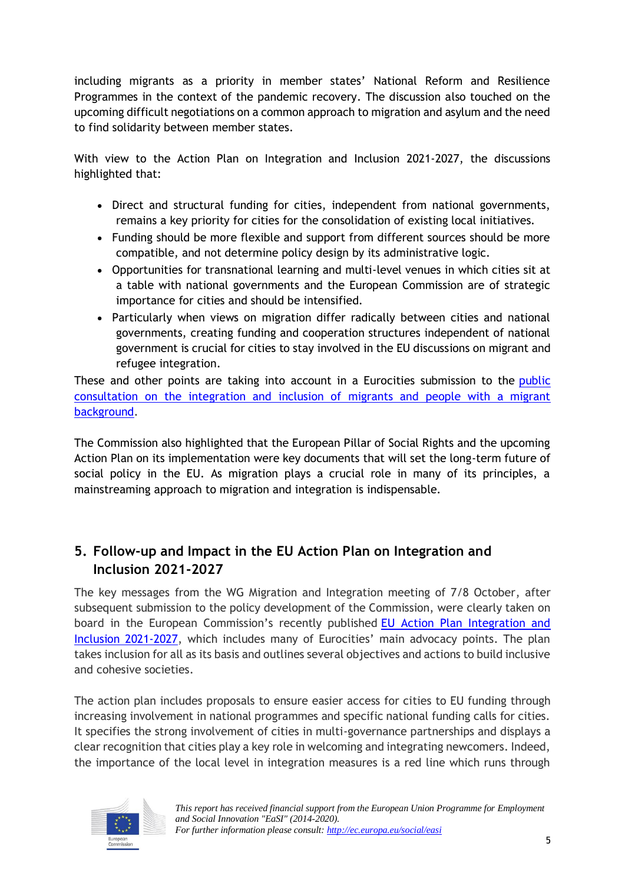including migrants as a priority in member states' National Reform and Resilience Programmes in the context of the pandemic recovery. The discussion also touched on the upcoming difficult negotiations on a common approach to migration and asylum and the need to find solidarity between member states.

With view to the Action Plan on Integration and Inclusion 2021-2027, the discussions highlighted that:

- Direct and structural funding for cities, independent from national governments, remains a key priority for cities for the consolidation of existing local initiatives.
- Funding should be more flexible and support from different sources should be more compatible, and not determine policy design by its administrative logic.
- Opportunities for transnational learning and multi-level venues in which cities sit at a table with national governments and the European Commission are of strategic importance for cities and should be intensified.
- Particularly when views on migration differ radically between cities and national governments, creating funding and cooperation structures independent of national government is crucial for cities to stay involved in the EU discussions on migrant and refugee integration.

These and other points are taking into account in a Eurocities submission to the public consultation on the integration and inclusion of migrants and people with a migrant background.

The Commission also highlighted that the European Pillar of Social Rights and the upcoming Action Plan on its implementation were key documents that will set the long-term future of social policy in the EU. As migration plays a crucial role in many of its principles, a mainstreaming approach to migration and integration is indispensable.

## 5. Follow-up and Impact in the EU Action Plan on Integration and Inclusion 2021-2027

The key messages from the WG Migration and Integration meeting of 7/8 October, after subsequent submission to the policy development of the Commission, were clearly taken on board in the European Commission's recently published EU Action Plan Integration and Inclusion 2021-2027, which includes many of Eurocities' main advocacy points. The plan takes inclusion for all as its basis and outlines several objectives and actions to build inclusive and cohesive societies.

The action plan includes proposals to ensure easier access for cities to EU funding through increasing involvement in national programmes and specific national funding calls for cities. It specifies the strong involvement of cities in multi-governance partnerships and displays a clear recognition that cities play a key role in welcoming and integrating newcomers. Indeed, the importance of the local level in integration measures is a red line which runs through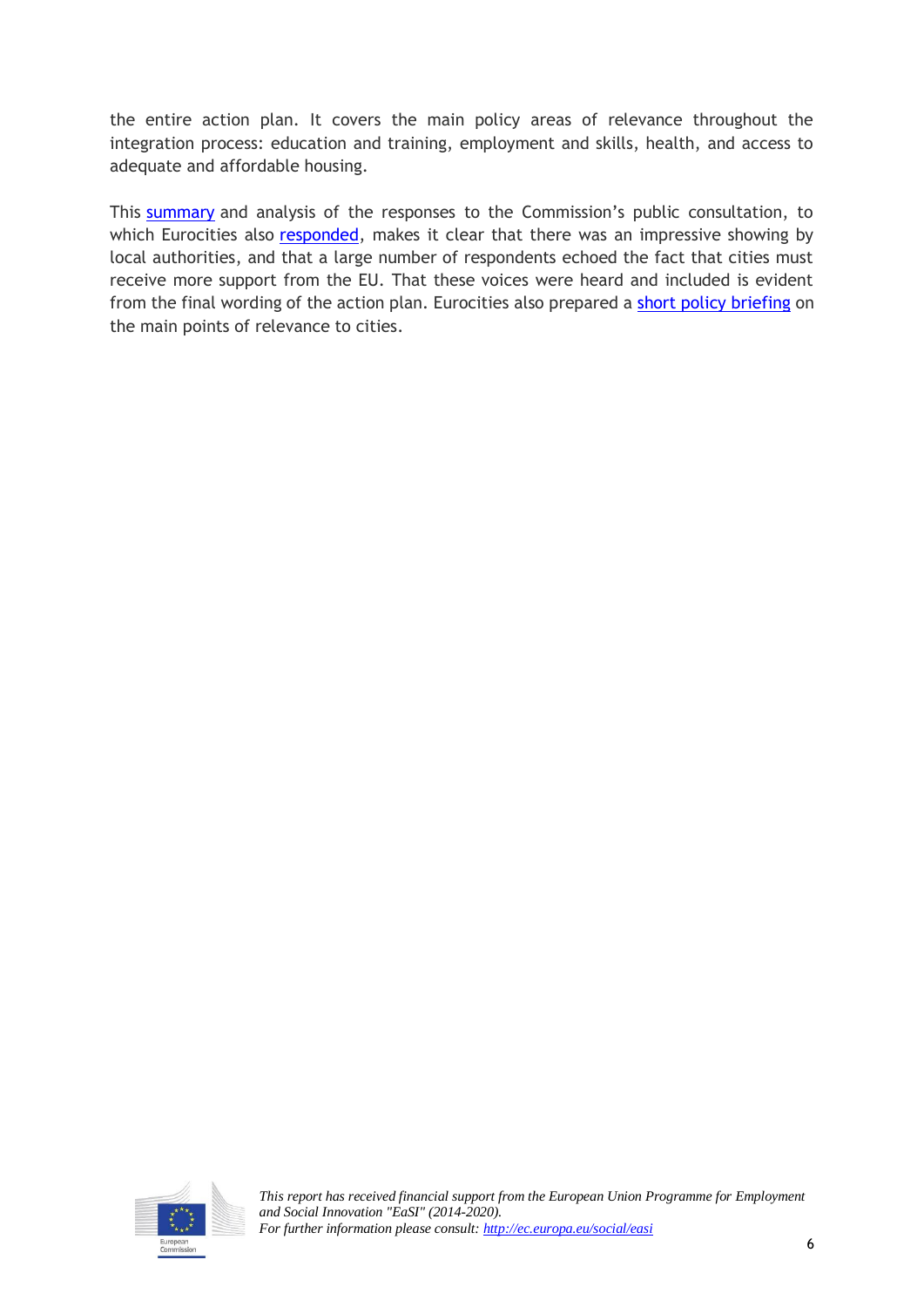the entire action plan. It covers the main policy areas of relevance throughout the integration process: education and training, employment and skills, health, and access to adequate and affordable housing.

This summary and analysis of the responses to the Commission's public consultation, to which Eurocities also responded, makes it clear that there was an impressive showing by local authorities, and that a large number of respondents echoed the fact that cities must receive more support from the EU. That these voices were heard and included is evident from the final wording of the action plan. Eurocities also prepared a short policy briefing on the main points of relevance to cities.

*This report has received financial support from the European Union Programme for Employment and Social Innovation "EaSI" (2014-2020).*
*For further information please consult: http://ec.europa.eu/social/easi*